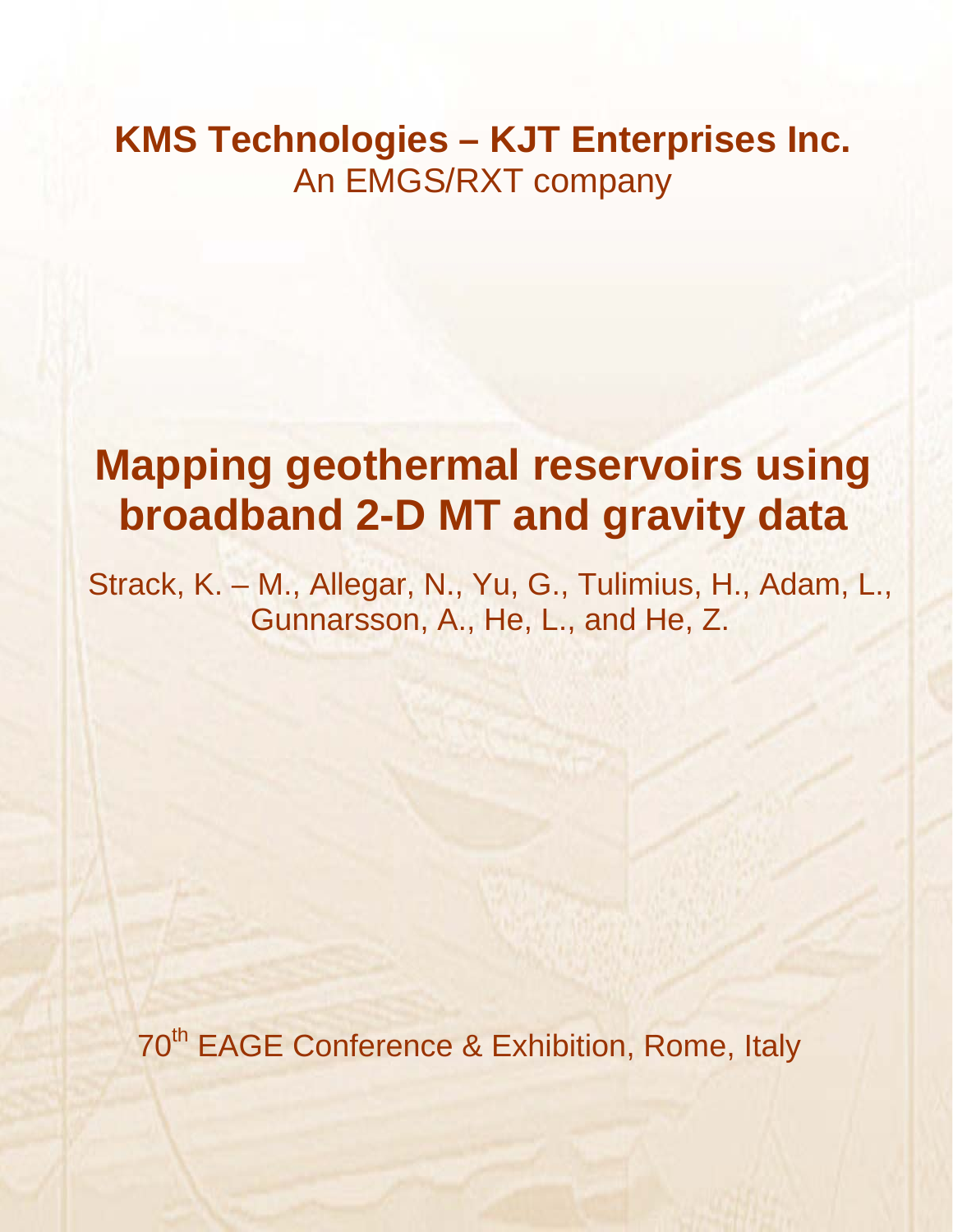**KMS Technologies – KJT Enterprises Inc.**
An EMGS/RXT company

# Mapping geothermal reservoirs using broadband 2-D MT and gravity data

Strack, K. – M., Allegar, N., Yu, G., Tulimius, H., Adam, L., Gunnarsson, A., He, L., and He, Z.

70th EAGE Conference & Exhibition, Rome, Italy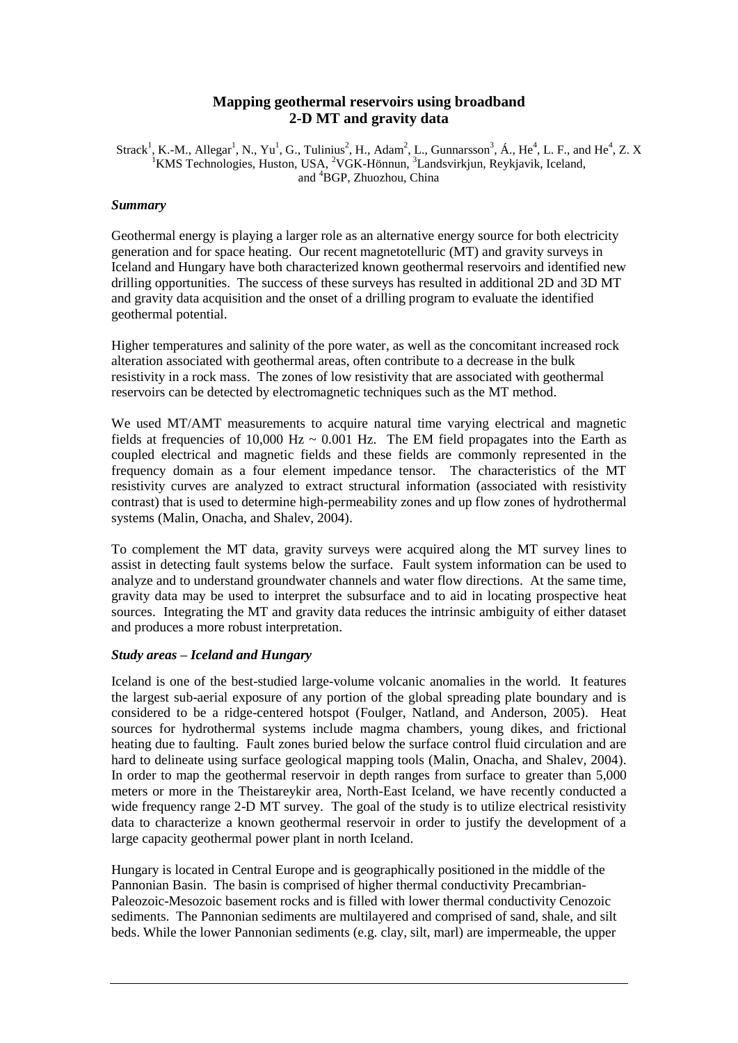# Mapping geothermal reservoirs using broadband 2-D MT and gravity data

Strack[1], K.-M., Allegar[1], N., Yu[1], G., Tulinius[2], H., Adam[2], L., Gunnarsson[3], Á., He[4], L. F., and He[4], Z. X
[1]KMS Technologies, Huston, USA, [2]VGK-Hönnun, [3]Landsvirkjun, Reykjavik, Iceland, and [4]BGP, Zhuozhou, China

### *Summary*

Geothermal energy is playing a larger role as an alternative energy source for both electricity generation and for space heating. Our recent magnetotelluric (MT) and gravity surveys in Iceland and Hungary have both characterized known geothermal reservoirs and identified new drilling opportunities. The success of these surveys has resulted in additional 2D and 3D MT and gravity data acquisition and the onset of a drilling program to evaluate the identified geothermal potential.

Higher temperatures and salinity of the pore water, as well as the concomitant increased rock alteration associated with geothermal areas, often contribute to a decrease in the bulk resistivity in a rock mass. The zones of low resistivity that are associated with geothermal reservoirs can be detected by electromagnetic techniques such as the MT method.

We used MT/AMT measurements to acquire natural time varying electrical and magnetic fields at frequencies of 10,000 Hz ~ 0.001 Hz. The EM field propagates into the Earth as coupled electrical and magnetic fields and these fields are commonly represented in the frequency domain as a four element impedance tensor. The characteristics of the MT resistivity curves are analyzed to extract structural information (associated with resistivity contrast) that is used to determine high-permeability zones and up flow zones of hydrothermal systems (Malin, Onacha, and Shalev, 2004).

To complement the MT data, gravity surveys were acquired along the MT survey lines to assist in detecting fault systems below the surface. Fault system information can be used to analyze and to understand groundwater channels and water flow directions. At the same time, gravity data may be used to interpret the subsurface and to aid in locating prospective heat sources. Integrating the MT and gravity data reduces the intrinsic ambiguity of either dataset and produces a more robust interpretation.

### *Study areas – Iceland and Hungary*

Iceland is one of the best-studied large-volume volcanic anomalies in the world. It features the largest sub-aerial exposure of any portion of the global spreading plate boundary and is considered to be a ridge-centered hotspot (Foulger, Natland, and Anderson, 2005). Heat sources for hydrothermal systems include magma chambers, young dikes, and frictional heating due to faulting. Fault zones buried below the surface control fluid circulation and are hard to delineate using surface geological mapping tools (Malin, Onacha, and Shalev, 2004). In order to map the geothermal reservoir in depth ranges from surface to greater than 5,000 meters or more in the Theistareykir area, North-East Iceland, we have recently conducted a wide frequency range 2-D MT survey. The goal of the study is to utilize electrical resistivity data to characterize a known geothermal reservoir in order to justify the development of a large capacity geothermal power plant in north Iceland.

Hungary is located in Central Europe and is geographically positioned in the middle of the Pannonian Basin. The basin is comprised of higher thermal conductivity Precambrian-Paleozoic-Mesozoic basement rocks and is filled with lower thermal conductivity Cenozoic sediments. The Pannonian sediments are multilayered and comprised of sand, shale, and silt beds. While the lower Pannonian sediments (e.g. clay, silt, marl) are impermeable, the upper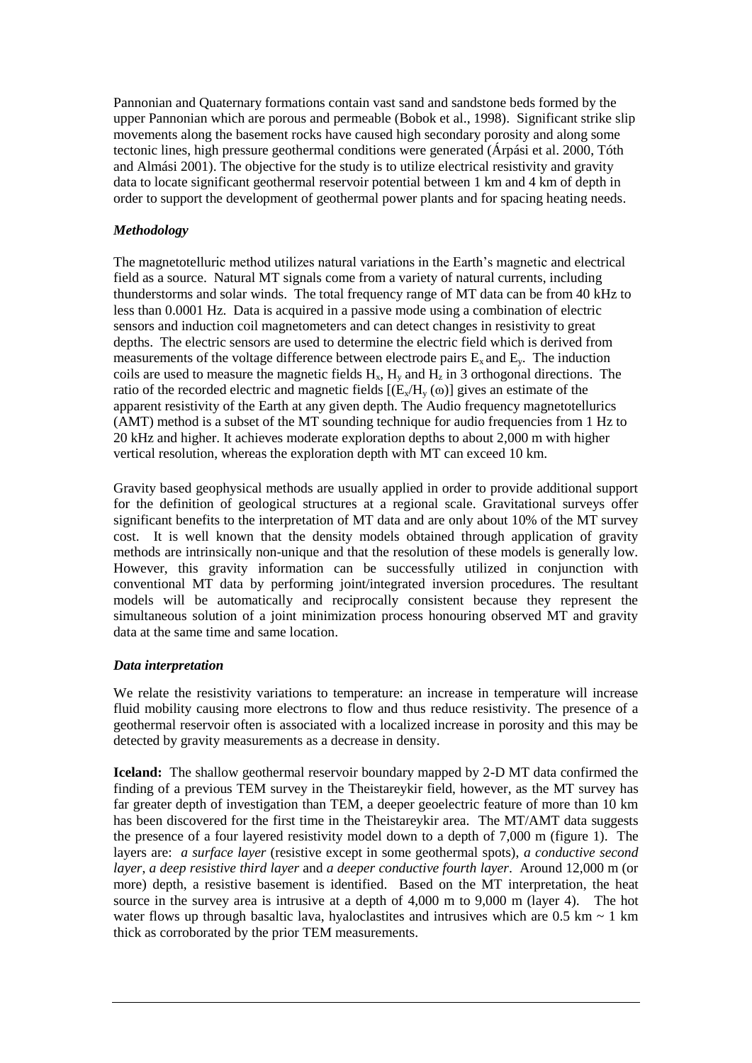Pannonian and Quaternary formations contain vast sand and sandstone beds formed by the upper Pannonian which are porous and permeable (Bobok et al., 1998). Significant strike slip movements along the basement rocks have caused high secondary porosity and along some tectonic lines, high pressure geothermal conditions were generated (Árpási et al. 2000, Tóth and Almási 2001). The objective for the study is to utilize electrical resistivity and gravity data to locate significant geothermal reservoir potential between 1 km and 4 km of depth in order to support the development of geothermal power plants and for spacing heating needs.

### *Methodology*

The magnetotelluric method utilizes natural variations in the Earth's magnetic and electrical field as a source. Natural MT signals come from a variety of natural currents, including thunderstorms and solar winds. The total frequency range of MT data can be from 40 kHz to less than 0.0001 Hz. Data is acquired in a passive mode using a combination of electric sensors and induction coil magnetometers and can detect changes in resistivity to great depths. The electric sensors are used to determine the electric field which is derived from measurements of the voltage difference between electrode pairs $E_x$ and $E_y$. The induction coils are used to measure the magnetic fields $H_x$, $H_y$ and $H_z$ in 3 orthogonal directions. The ratio of the recorded electric and magnetic fields $[(E_x/H_y(\omega)]$ gives an estimate of the apparent resistivity of the Earth at any given depth. The Audio frequency magnetotellurics (AMT) method is a subset of the MT sounding technique for audio frequencies from 1 Hz to 20 kHz and higher. It achieves moderate exploration depths to about 2,000 m with higher vertical resolution, whereas the exploration depth with MT can exceed 10 km.

Gravity based geophysical methods are usually applied in order to provide additional support for the definition of geological structures at a regional scale. Gravitational surveys offer significant benefits to the interpretation of MT data and are only about 10% of the MT survey cost. It is well known that the density models obtained through application of gravity methods are intrinsically non-unique and that the resolution of these models is generally low. However, this gravity information can be successfully utilized in conjunction with conventional MT data by performing joint/integrated inversion procedures. The resultant models will be automatically and reciprocally consistent because they represent the simultaneous solution of a joint minimization process honouring observed MT and gravity data at the same time and same location.

### *Data interpretation*

We relate the resistivity variations to temperature: an increase in temperature will increase fluid mobility causing more electrons to flow and thus reduce resistivity. The presence of a geothermal reservoir often is associated with a localized increase in porosity and this may be detected by gravity measurements as a decrease in density.

**Iceland:** The shallow geothermal reservoir boundary mapped by 2-D MT data confirmed the finding of a previous TEM survey in the Theistareykir field, however, as the MT survey has far greater depth of investigation than TEM, a deeper geoelectric feature of more than 10 km has been discovered for the first time in the Theistareykir area. The MT/AMT data suggests the presence of a four layered resistivity model down to a depth of 7,000 m (figure 1). The layers are: *a surface layer* (resistive except in some geothermal spots), *a conductive second layer*, *a deep resistive third layer* and *a deeper conductive fourth layer*. Around 12,000 m (or more) depth, a resistive basement is identified. Based on the MT interpretation, the heat source in the survey area is intrusive at a depth of 4,000 m to 9,000 m (layer 4). The hot water flows up through basaltic lava, hyaloclastites and intrusives which are 0.5 km ~ 1 km thick as corroborated by the prior TEM measurements.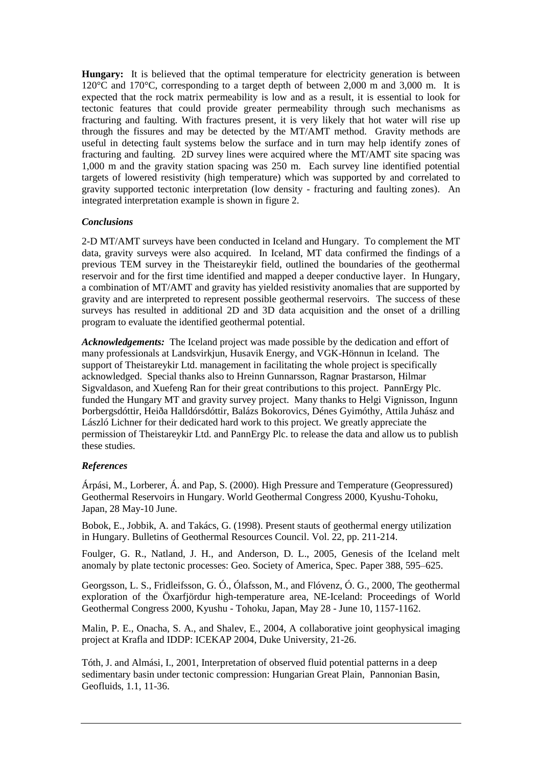**Hungary:** It is believed that the optimal temperature for electricity generation is between 120°C and 170°C, corresponding to a target depth of between 2,000 m and 3,000 m. It is expected that the rock matrix permeability is low and as a result, it is essential to look for tectonic features that could provide greater permeability through such mechanisms as fracturing and faulting. With fractures present, it is very likely that hot water will rise up through the fissures and may be detected by the MT/AMT method. Gravity methods are useful in detecting fault systems below the surface and in turn may help identify zones of fracturing and faulting. 2D survey lines were acquired where the MT/AMT site spacing was 1,000 m and the gravity station spacing was 250 m. Each survey line identified potential targets of lowered resistivity (high temperature) which was supported by and correlated to gravity supported tectonic interpretation (low density - fracturing and faulting zones). An integrated interpretation example is shown in figure 2.

### *Conclusions*

2-D MT/AMT surveys have been conducted in Iceland and Hungary. To complement the MT data, gravity surveys were also acquired. In Iceland, MT data confirmed the findings of a previous TEM survey in the Theistareykir field, outlined the boundaries of the geothermal reservoir and for the first time identified and mapped a deeper conductive layer. In Hungary, a combination of MT/AMT and gravity has yielded resistivity anomalies that are supported by gravity and are interpreted to represent possible geothermal reservoirs. The success of these surveys has resulted in additional 2D and 3D data acquisition and the onset of a drilling program to evaluate the identified geothermal potential.

***Acknowledgements:*** The Iceland project was made possible by the dedication and effort of many professionals at Landsvirkjun, Husavik Energy, and VGK-Hönnun in Iceland. The support of Theistareykir Ltd. management in facilitating the whole project is specifically acknowledged. Special thanks also to Hreinn Gunnarsson, Ragnar Þrastarson, Hilmar Sigvaldason, and Xuefeng Ran for their great contributions to this project. PannErgy Plc. funded the Hungary MT and gravity survey project. Many thanks to Helgi Vignisson, Ingunn Þorbergsdóttir, Heiða Halldórsdóttir, Balázs Bokorovics, Dénes Gyimóthy, Attila Juhász and László Lichner for their dedicated hard work to this project. We greatly appreciate the permission of Theistareykir Ltd. and PannErgy Plc. to release the data and allow us to publish these studies.

### *References*

Árpási, M., Lorberer, Á. and Pap, S. (2000). High Pressure and Temperature (Geopressured) Geothermal Reservoirs in Hungary. World Geothermal Congress 2000, Kyushu-Tohoku, Japan, 28 May-10 June.

Bobok, E., Jobbik, A. and Takács, G. (1998). Present stauts of geothermal energy utilization in Hungary. Bulletins of Geothermal Resources Council. Vol. 22, pp. 211-214.

Foulger, G. R., Natland, J. H., and Anderson, D. L., 2005, Genesis of the Iceland melt anomaly by plate tectonic processes: Geo. Society of America, Spec. Paper 388, 595–625.

Georgsson, L. S., Fridleifsson, G. Ó., Ólafsson, M., and Flóvenz, Ó. G., 2000, The geothermal exploration of the Öxarfjördur high-temperature area, NE-Iceland: Proceedings of World Geothermal Congress 2000, Kyushu - Tohoku, Japan, May 28 - June 10, 1157-1162.

Malin, P. E., Onacha, S. A., and Shalev, E., 2004, A collaborative joint geophysical imaging project at Krafla and IDDP: ICEKAP 2004, Duke University, 21-26.

Tóth, J. and Almási, I., 2001, Interpretation of observed fluid potential patterns in a deep sedimentary basin under tectonic compression: Hungarian Great Plain, Pannonian Basin, Geofluids, 1.1, 11-36.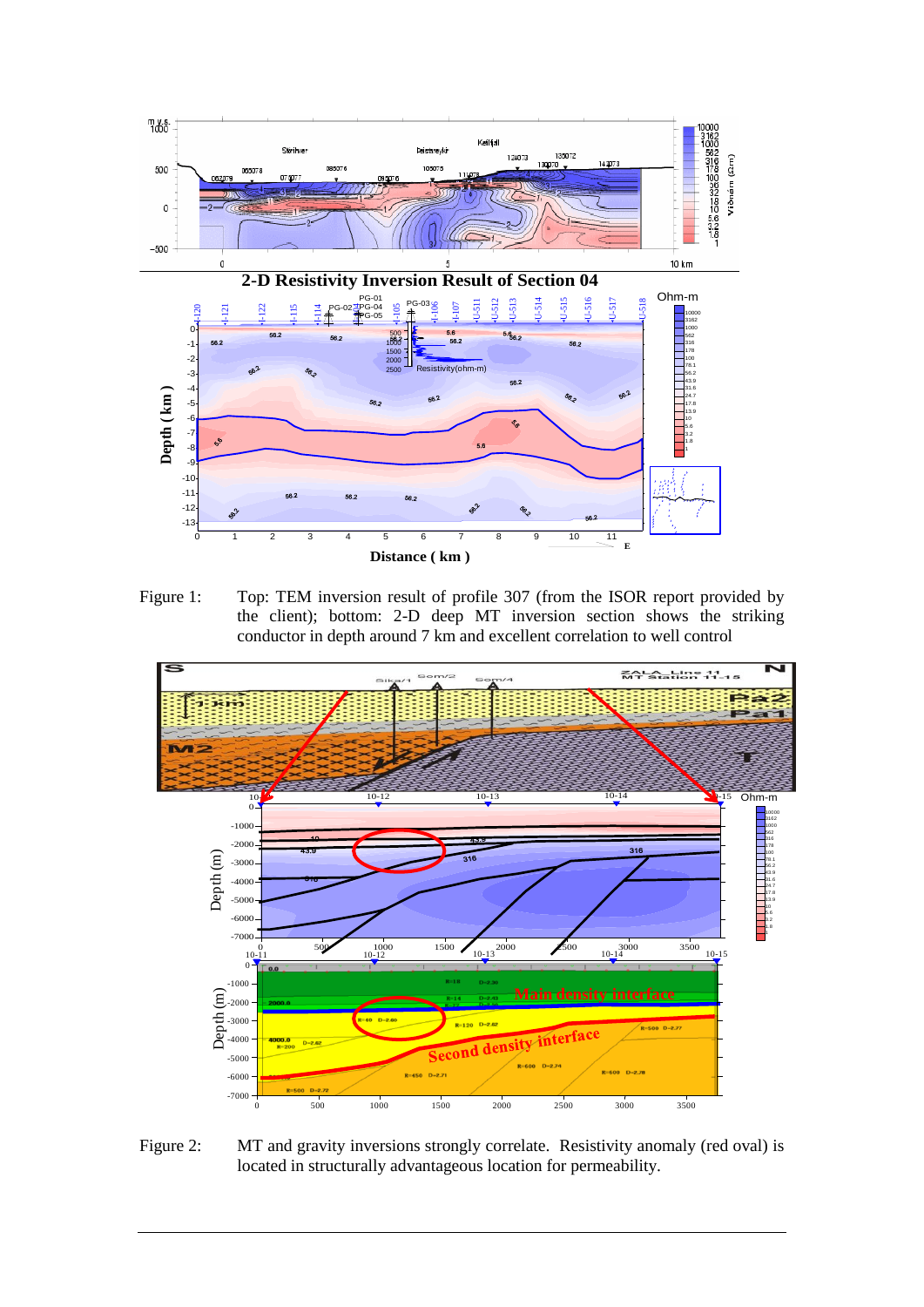Figure 1: Top: TEM inversion result of profile 307 (from the ISOR report provided by the client); bottom: 2-D deep MT inversion section shows the striking conductor in depth around 7 km and excellent correlation to well control

Figure 2: MT and gravity inversions strongly correlate. Resistivity anomaly (red oval) is located in structurally advantageous location for permeability.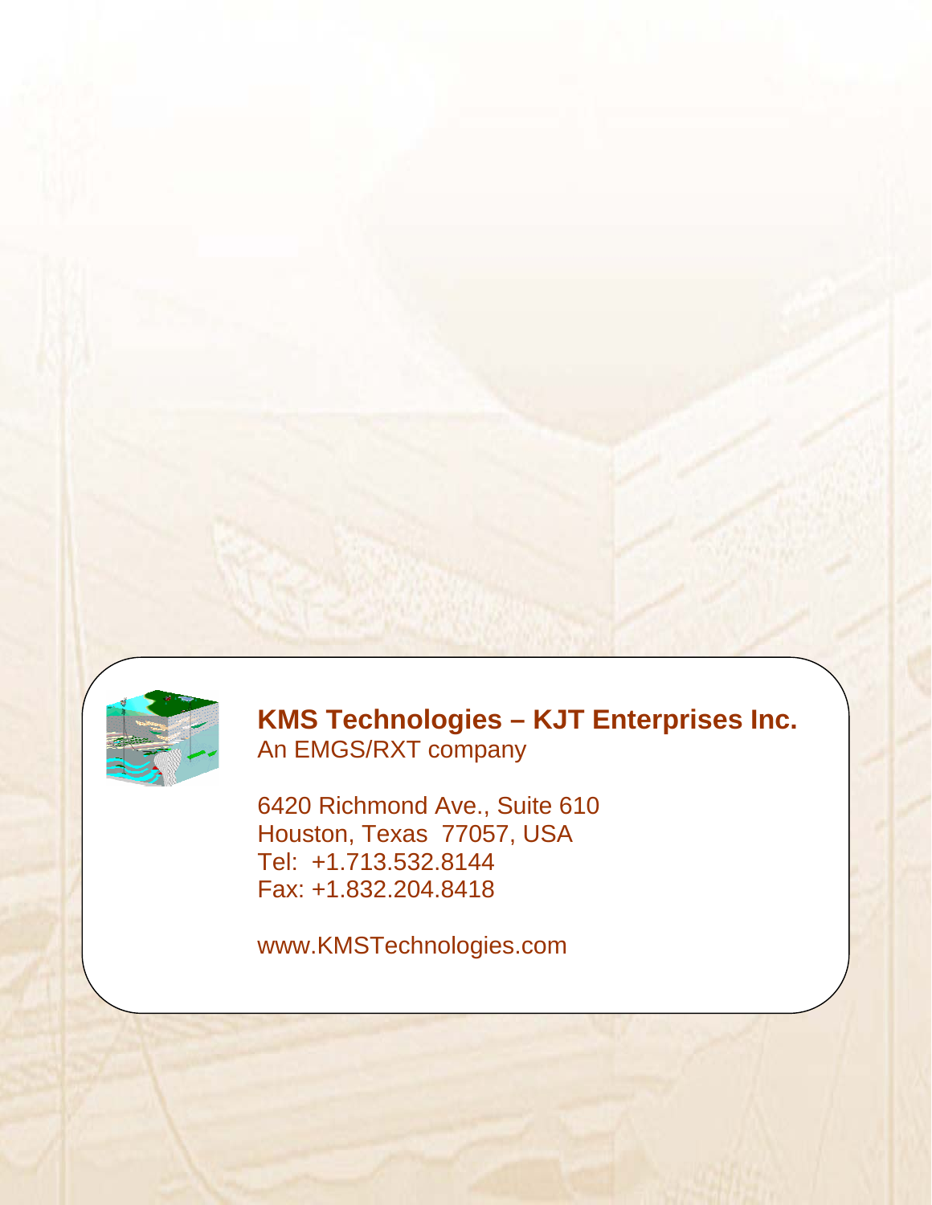**KMS Technologies – KJT Enterprises Inc.**
An EMGS/RXT company

6420 Richmond Ave., Suite 610
Houston, Texas 77057, USA
Tel: +1.713.532.8144
Fax: +1.832.204.8418

www.KMSTechnologies.com